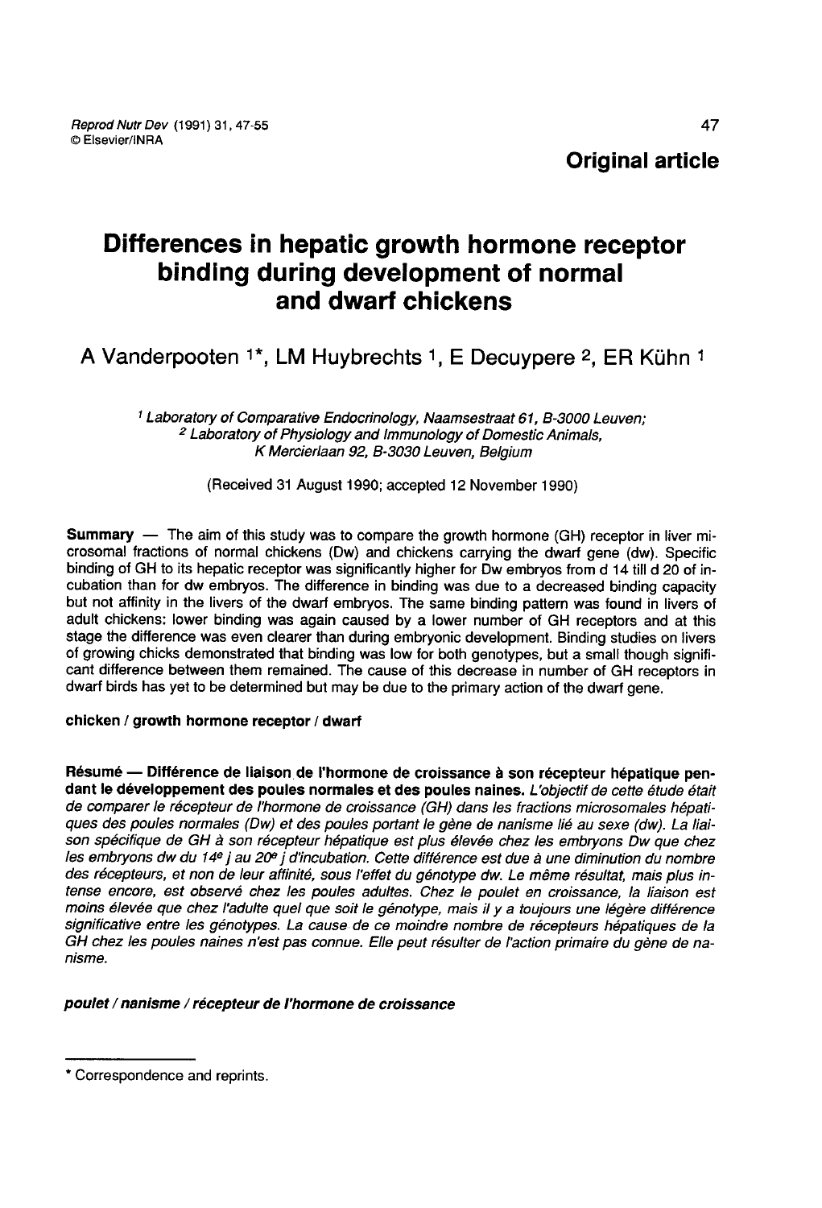**Original article**

# Differences in hepatic growth hormone receptor binding during development of normal and dwarf chickens

A Vanderpooten [1*], LM Huybrechts [1], E Decuypere [2], ER Kühn [1]

[1] *Laboratory of Comparative Endocrinology, Naamsestraat 61, B-3000 Leuven;*
[2] *Laboratory of Physiology and Immunology of Domestic Animals, K Mercierlaan 92, B-3030 Leuven, Belgium*

(Received 31 August 1990; accepted 12 November 1990)

**Summary** — The aim of this study was to compare the growth hormone (GH) receptor in liver microsomal fractions of normal chickens (Dw) and chickens carrying the dwarf gene (dw). Specific binding of GH to its hepatic receptor was significantly higher for Dw embryos from d 14 till d 20 of incubation than for dw embryos. The difference in binding was due to a decreased binding capacity but not affinity in the livers of the dwarf embryos. The same binding pattern was found in livers of adult chickens: lower binding was again caused by a lower number of GH receptors and at this stage the difference was even clearer than during embryonic development. Binding studies on livers of growing chicks demonstrated that binding was low for both genotypes, but a small though significant difference between them remained. The cause of this decrease in number of GH receptors in dwarf birds has yet to be determined but may be due to the primary action of the dwarf gene.

**chicken / growth hormone receptor / dwarf**

**Résumé — Différence de liaison de l'hormone de croissance à son récepteur hépatique pendant le développement des poules normales et des poules naines.** *L'objectif de cette étude était de comparer le récepteur de l'hormone de croissance (GH) dans les fractions microsomales hépatiques des poules normales (Dw) et des poules portant le gène de nanisme lié au sexe (dw). La liaison spécifique de GH à son récepteur hépatique est plus élevée chez les embryons Dw que chez les embryons dw du 14e j au 20e j d'incubation. Cette différence est due à une diminution du nombre des récepteurs, et non de leur affinité, sous l'effet du génotype dw. Le même résultat, mais plus intense encore, est observé chez les poules adultes. Chez le poulet en croissance, la liaison est moins élevée que chez l'adulte quel que soit le génotype, mais il y a toujours une légère différence significative entre les génotypes. La cause de ce moindre nombre de récepteurs hépatiques de la GH chez les poules naines n'est pas connue. Elle peut résulter de l'action primaire du gène de nanisme.*

***poulet / nanisme / récepteur de l'hormone de croissance***

---

\* Correspondence and reprints.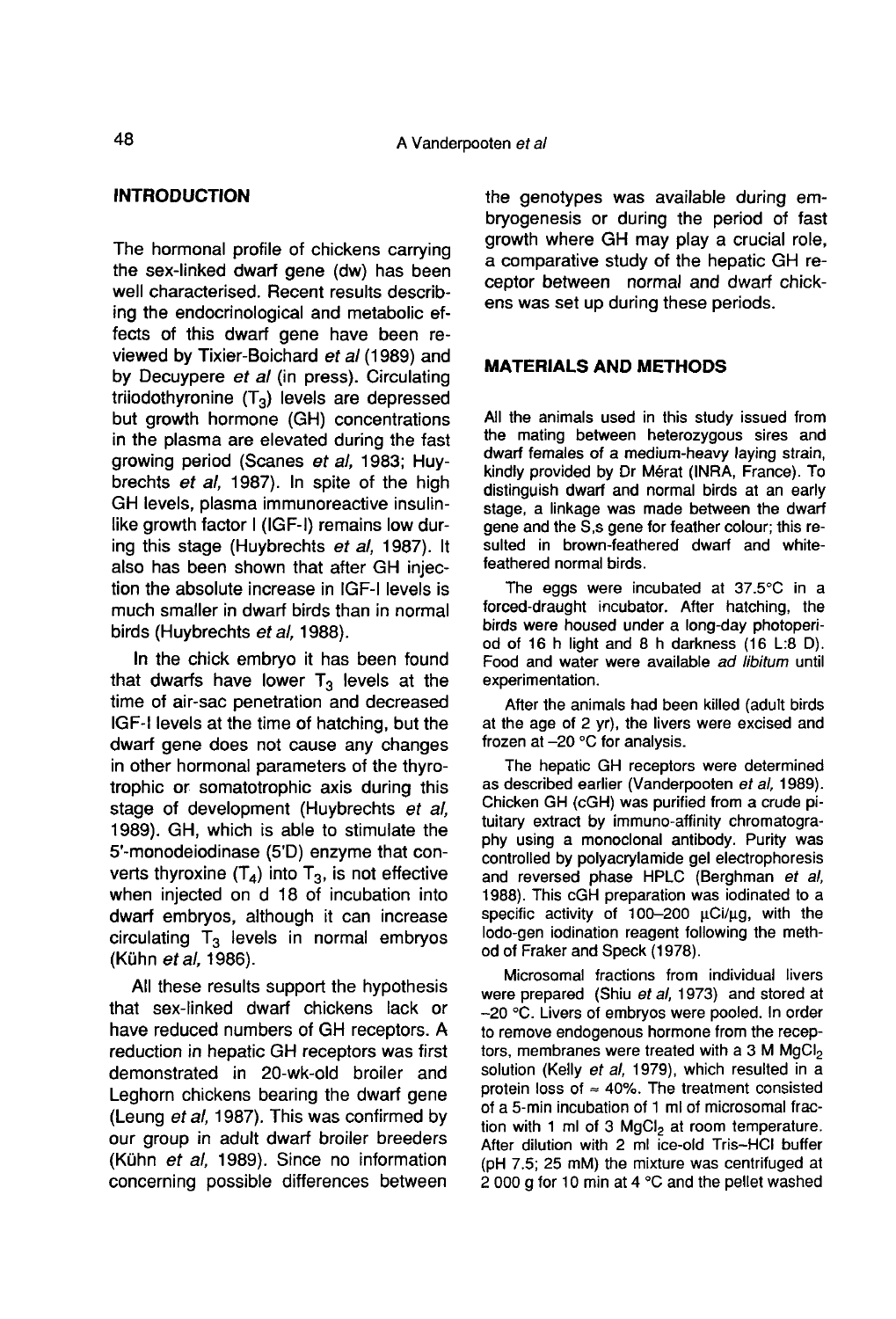## INTRODUCTION

The hormonal profile of chickens carrying the sex-linked dwarf gene (dw) has been well characterised. Recent results describing the endocrinological and metabolic effects of this dwarf gene have been reviewed by Tixier-Boichard *et al* (1989) and by Decuypere *et al* (in press). Circulating triiodothyronine ($T_3$) levels are depressed but growth hormone (GH) concentrations in the plasma are elevated during the fast growing period (Scanes *et al*, 1983; Huybrechts *et al*, 1987). In spite of the high GH levels, plasma immunoreactive insulin-like growth factor I (IGF-I) remains low during this stage (Huybrechts *et al*, 1987). It also has been shown that after GH injection the absolute increase in IGF-I levels is much smaller in dwarf birds than in normal birds (Huybrechts *et al*, 1988).

In the chick embryo it has been found that dwarfs have lower $T_3$ levels at the time of air-sac penetration and decreased IGF-I levels at the time of hatching, but the dwarf gene does not cause any changes in other hormonal parameters of the thyrotrophic or somatotrophic axis during this stage of development (Huybrechts *et al*, 1989). GH, which is able to stimulate the 5'-monodeiodinase (5'D) enzyme that converts thyroxine ($T_4$) into $T_3$, is not effective when injected on d 18 of incubation into dwarf embryos, although it can increase circulating $T_3$ levels in normal embryos (Kühn *et al*, 1986).

All these results support the hypothesis that sex-linked dwarf chickens lack or have reduced numbers of GH receptors. A reduction in hepatic GH receptors was first demonstrated in 20-wk-old broiler and Leghorn chickens bearing the dwarf gene (Leung *et al*, 1987). This was confirmed by our group in adult dwarf broiler breeders (Kühn *et al*, 1989). Since no information concerning possible differences between the genotypes was available during embryogenesis or during the period of fast growth where GH may play a crucial role, a comparative study of the hepatic GH receptor between normal and dwarf chickens was set up during these periods.

## MATERIALS AND METHODS

All the animals used in this study issued from the mating between heterozygous sires and dwarf females of a medium-heavy laying strain, kindly provided by Dr Mérat (INRA, France). To distinguish dwarf and normal birds at an early stage, a linkage was made between the dwarf gene and the S,s gene for feather colour; this resulted in brown-feathered dwarf and white-feathered normal birds.

The eggs were incubated at 37.5°C in a forced-draught incubator. After hatching, the birds were housed under a long-day photoperiod of 16 h light and 8 h darkness (16 L:8 D). Food and water were available *ad libitum* until experimentation.

After the animals had been killed (adult birds at the age of 2 yr), the livers were excised and frozen at –20 °C for analysis.

The hepatic GH receptors were determined as described earlier (Vanderpooten *et al*, 1989). Chicken GH (cGH) was purified from a crude pituitary extract by immuno-affinity chromatography using a monoclonal antibody. Purity was controlled by polyacrylamide gel electrophoresis and reversed phase HPLC (Berghman *et al*, 1988). This cGH preparation was iodinated to a specific activity of 100–200 μCi/μg, with the lodo-gen iodination reagent following the method of Fraker and Speck (1978).

Microsomal fractions from individual livers were prepared (Shiu *et al*, 1973) and stored at –20 °C. Livers of embryos were pooled. In order to remove endogenous hormone from the receptors, membranes were treated with a 3 M $MgCl_2$ solution (Kelly *et al*, 1979), which resulted in a protein loss of ≈ 40%. The treatment consisted of a 5-min incubation of 1 ml of microsomal fraction with 1 ml of 3 $MgCl_2$ at room temperature. After dilution with 2 ml ice-old Tris–HCl buffer (pH 7.5; 25 mM) the mixture was centrifuged at 2 000 g for 10 min at 4 °C and the pellet washed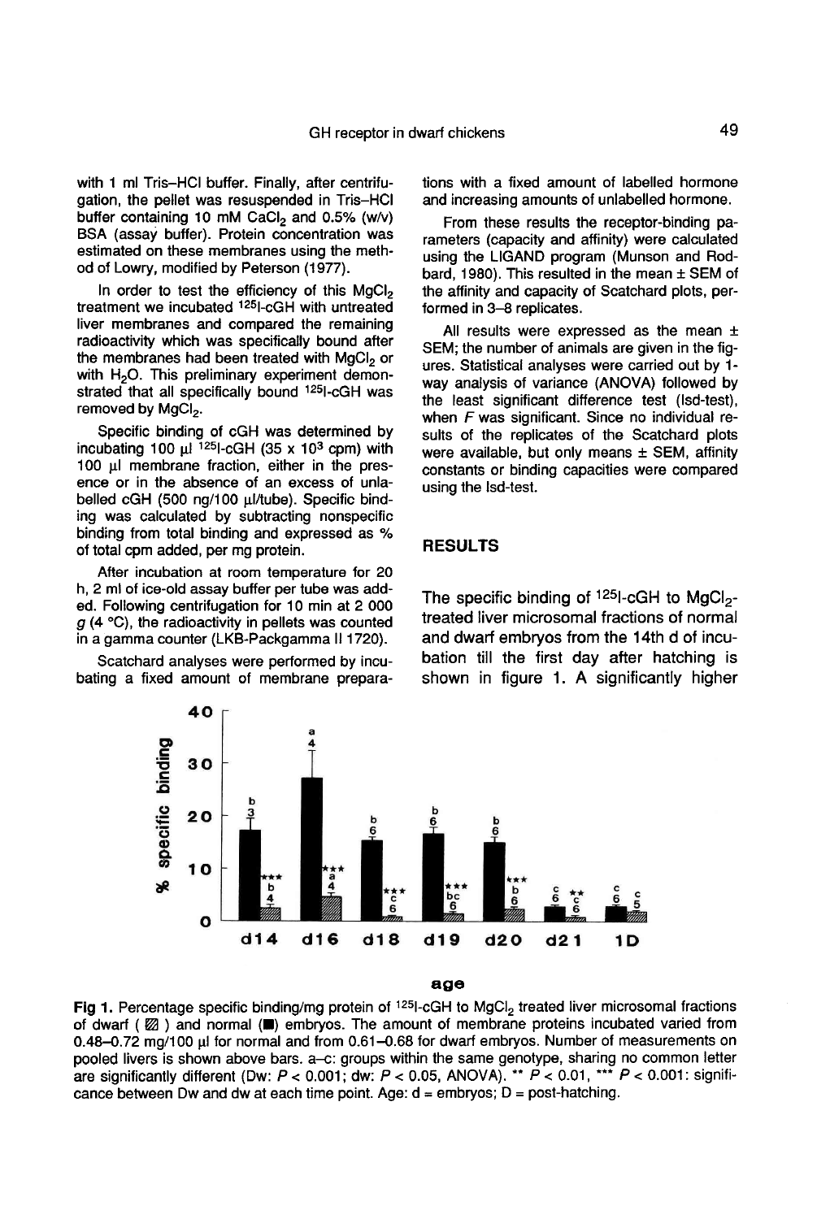with 1 ml Tris–HCl buffer. Finally, after centrifugation, the pellet was resuspended in Tris–HCl buffer containing 10 mM $CaCl_2$ and 0.5% (w/v) BSA (assay buffer). Protein concentration was estimated on these membranes using the method of Lowry, modified by Peterson (1977).

In order to test the efficiency of this $MgCl_2$ treatment we incubated $^{125}$I-cGH with untreated liver membranes and compared the remaining radioactivity which was specifically bound after the membranes had been treated with $MgCl_2$ or with $H_2O$. This preliminary experiment demonstrated that all specifically bound $^{125}$I-cGH was removed by $MgCl_2$.

Specific binding of cGH was determined by incubating 100 µl $^{125}$I-cGH (35 x $10^3$ cpm) with 100 µl membrane fraction, either in the presence or in the absence of an excess of unlabelled cGH (500 ng/100 µl/tube). Specific binding was calculated by subtracting nonspecific binding from total binding and expressed as % of total cpm added, per mg protein.

After incubation at room temperature for 20 h, 2 ml of ice-old assay buffer per tube was added. Following centrifugation for 10 min at 2 000 *g* (4 °C), the radioactivity in pellets was counted in a gamma counter (LKB-Packgamma II 1720).

Scatchard analyses were performed by incubating a fixed amount of membrane preparations with a fixed amount of labelled hormone and increasing amounts of unlabelled hormone.

From these results the receptor-binding parameters (capacity and affinity) were calculated using the LIGAND program (Munson and Rodbard, 1980). This resulted in the mean ± SEM of the affinity and capacity of Scatchard plots, performed in 3–8 replicates.

All results were expressed as the mean ± SEM; the number of animals are given in the figures. Statistical analyses were carried out by 1-way analysis of variance (ANOVA) followed by the least significant difference test (lsd-test), when *F* was significant. Since no individual results of the replicates of the Scatchard plots were available, but only means ± SEM, affinity constants or binding capacities were compared using the lsd-test.

## RESULTS

The specific binding of $^{125}$I-cGH to $MgCl_2$-treated liver microsomal fractions of normal and dwarf embryos from the 14th d of incubation till the first day after hatching is shown in figure 1. A significantly higher

Fig 1. Percentage specific binding/mg protein of $^{125}$I-cGH to $MgCl_2$ treated liver microsomal fractions of dwarf (▨) and normal (■) embryos. The amount of membrane proteins incubated varied from 0.48–0.72 mg/100 µl for normal and from 0.61–0.68 for dwarf embryos. Number of measurements on pooled livers is shown above bars. a–c: groups within the same genotype, sharing no common letter are significantly different (Dw: $P < 0.001$; dw: $P < 0.05$, ANOVA). ** $P < 0.01$, *** $P < 0.001$: significance between Dw and dw at each time point. Age: d = embryos; D = post-hatching.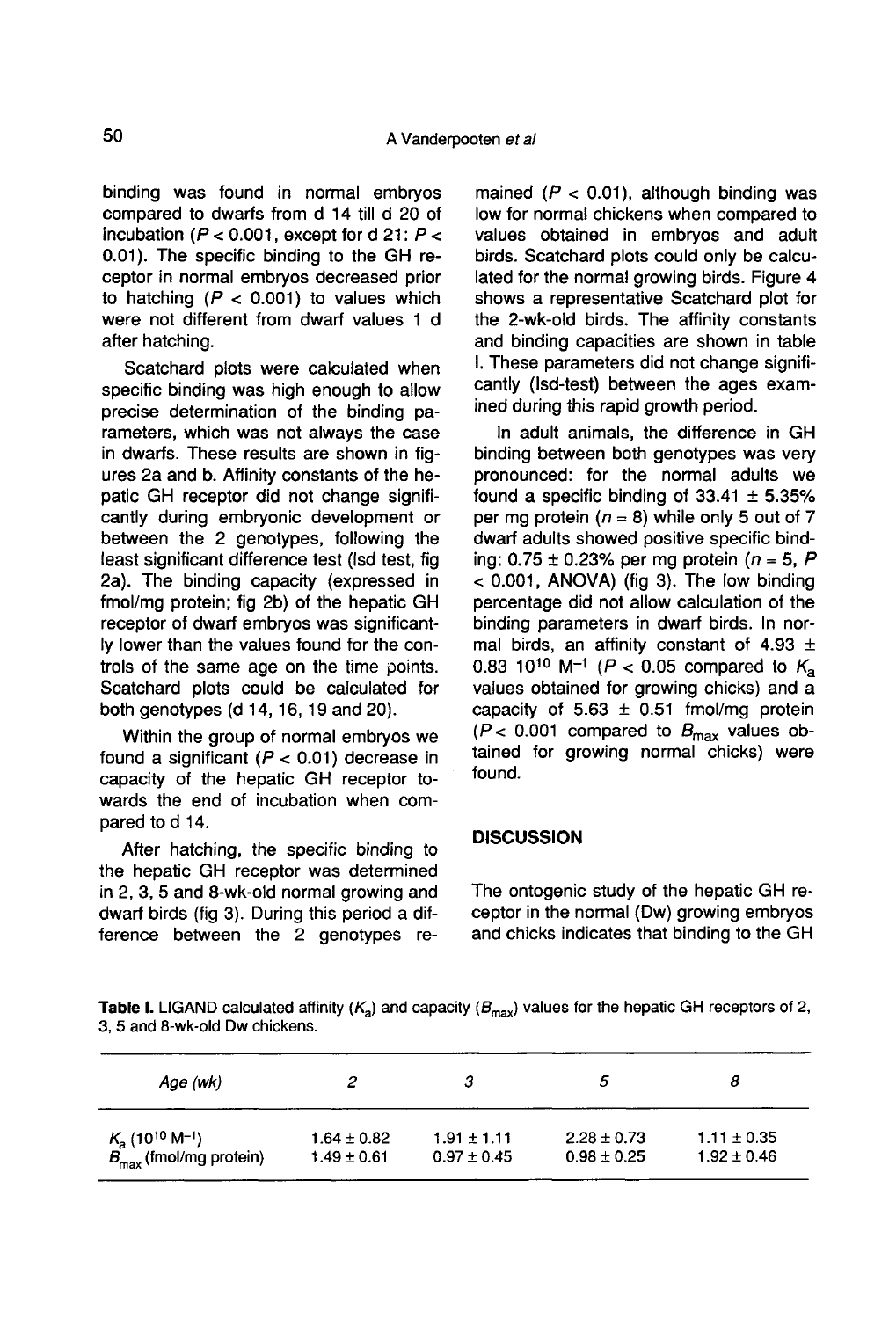binding was found in normal embryos compared to dwarfs from d 14 till d 20 of incubation ($P < 0.001$, except for d 21: $P < 0.01$). The specific binding to the GH receptor in normal embryos decreased prior to hatching ($P < 0.001$) to values which were not different from dwarf values 1 d after hatching.

Scatchard plots were calculated when specific binding was high enough to allow precise determination of the binding parameters, which was not always the case in dwarfs. These results are shown in figures 2a and b. Affinity constants of the hepatic GH receptor did not change significantly during embryonic development or between the 2 genotypes, following the least significant difference test (lsd test, fig 2a). The binding capacity (expressed in fmol/mg protein; fig 2b) of the hepatic GH receptor of dwarf embryos was significantly lower than the values found for the controls of the same age on the time points. Scatchard plots could be calculated for both genotypes (d 14, 16, 19 and 20).

Within the group of normal embryos we found a significant ($P < 0.01$) decrease in capacity of the hepatic GH receptor towards the end of incubation when compared to d 14.

After hatching, the specific binding to the hepatic GH receptor was determined in 2, 3, 5 and 8-wk-old normal growing and dwarf birds (fig 3). During this period a difference between the 2 genotypes remained ($P < 0.01$), although binding was low for normal chickens when compared to values obtained in embryos and adult birds. Scatchard plots could only be calculated for the normal growing birds. Figure 4 shows a representative Scatchard plot for the 2-wk-old birds. The affinity constants and binding capacities are shown in table I. These parameters did not change significantly (lsd-test) between the ages examined during this rapid growth period.

In adult animals, the difference in GH binding between both genotypes was very pronounced: for the normal adults we found a specific binding of 33.41 ± 5.35% per mg protein ($n = 8$) while only 5 out of 7 dwarf adults showed positive specific binding: 0.75 ± 0.23% per mg protein ($n = 5$, $P < 0.001$, ANOVA) (fig 3). The low binding percentage did not allow calculation of the binding parameters in dwarf birds. In normal birds, an affinity constant of 4.93 ± 0.83 $10^{10}$ $M^{-1}$ ($P < 0.05$ compared to $K_a$ values obtained for growing chicks) and a capacity of 5.63 ± 0.51 fmol/mg protein ($P < 0.001$ compared to $B_{max}$ values obtained for growing normal chicks) were found.

## DISCUSSION

The ontogenic study of the hepatic GH receptor in the normal (Dw) growing embryos and chicks indicates that binding to the GH

**Table I.** LIGAND calculated affinity ($K_a$) and capacity ($B_{max}$) values for the hepatic GH receptors of 2, 3, 5 and 8-wk-old Dw chickens.

| *Age (wk)* | *2* | *3* | *5* | *8* |
|---|---|---|---|---|
| $K_a$ ($10^{10}$ $M^{-1}$) | 1.64 ± 0.82 | 1.91 ± 1.11 | 2.28 ± 0.73 | 1.11 ± 0.35 |
| $B_{max}$ (fmol/mg protein) | 1.49 ± 0.61 | 0.97 ± 0.45 | 0.98 ± 0.25 | 1.92 ± 0.46 |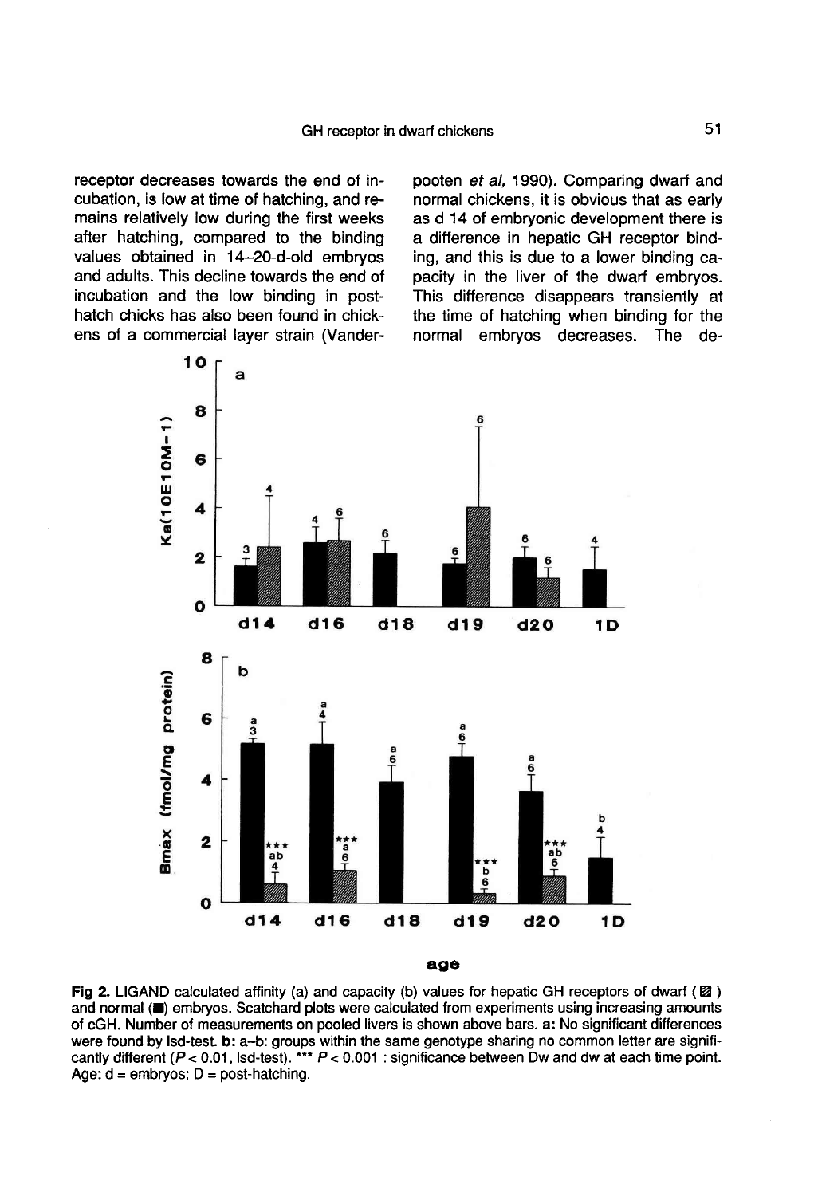receptor decreases towards the end of incubation, is low at time of hatching, and remains relatively low during the first weeks after hatching, compared to the binding values obtained in 14–20-d-old embryos and adults. This decline towards the end of incubation and the low binding in post-hatch chicks has also been found in chickens of a commercial layer strain (Vanderpooten *et al*, 1990). Comparing dwarf and normal chickens, it is obvious that as early as d 14 of embryonic development there is a difference in hepatic GH receptor binding, and this is due to a lower binding capacity in the liver of the dwarf embryos. This difference disappears transiently at the time of hatching when binding for the normal embryos decreases. The de-

**Fig 2.** LIGAND calculated affinity (a) and capacity (b) values for hepatic GH receptors of dwarf (▨) and normal (■) embryos. Scatchard plots were calculated from experiments using increasing amounts of cGH. Number of measurements on pooled livers is shown above bars. **a:** No significant differences were found by lsd-test. **b:** a–b: groups within the same genotype sharing no common letter are significantly different ($P < 0.01$, lsd-test). *** $P < 0.001$ : significance between Dw and dw at each time point. Age: d = embryos; D = post-hatching.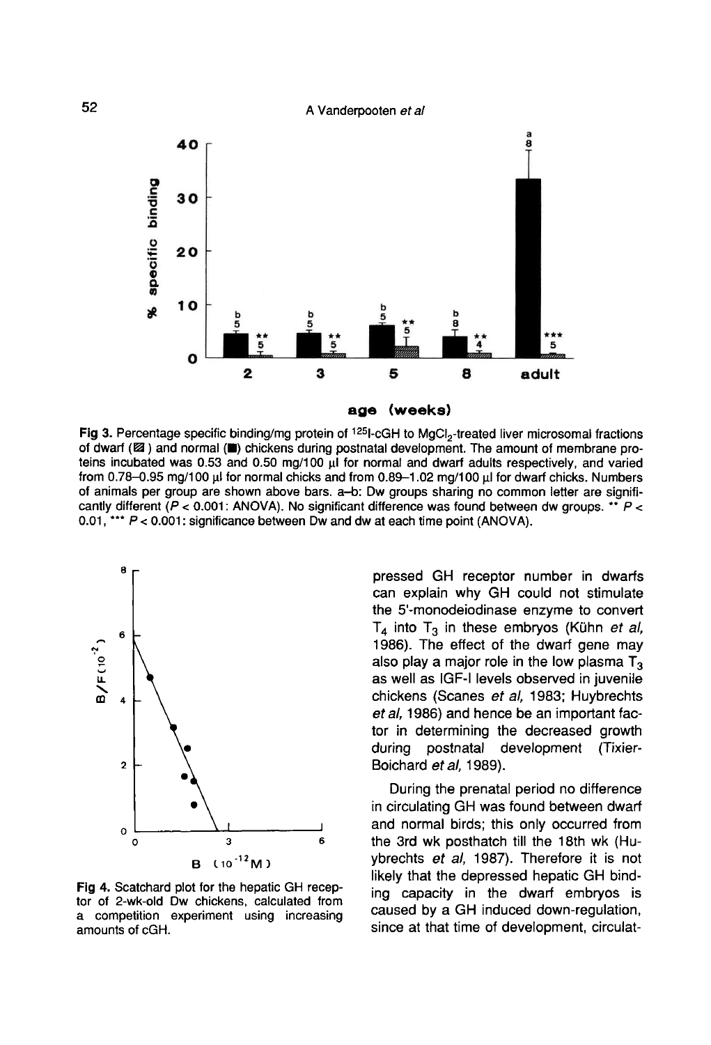Fig 3. Percentage specific binding/mg protein of $^{125}$I-cGH to $MgCl_2$-treated liver microsomal fractions of dwarf (▨) and normal (■) chickens during postnatal development. The amount of membrane proteins incubated was 0.53 and 0.50 mg/100 μl for normal and dwarf adults respectively, and varied from 0.78–0.95 mg/100 μl for normal chicks and from 0.89–1.02 mg/100 μl for dwarf chicks. Numbers of animals per group are shown above bars. a–b: Dw groups sharing no common letter are significantly different ($P < 0.001$: ANOVA). No significant difference was found between dw groups. ** $P < 0.01$, *** $P < 0.001$: significance between Dw and dw at each time point (ANOVA).

Fig 4. Scatchard plot for the hepatic GH receptor of 2-wk-old Dw chickens, calculated from a competition experiment using increasing amounts of cGH.

pressed GH receptor number in dwarfs can explain why GH could not stimulate the 5'-monodeiodinase enzyme to convert $T_4$ into $T_3$ in these embryos (Kühn *et al*, 1986). The effect of the dwarf gene may also play a major role in the low plasma $T_3$ as well as IGF-I levels observed in juvenile chickens (Scanes *et al*, 1983; Huybrechts *et al*, 1986) and hence be an important factor in determining the decreased growth during postnatal development (Tixier-Boichard *et al*, 1989).

During the prenatal period no difference in circulating GH was found between dwarf and normal birds; this only occurred from the 3rd wk posthatch till the 18th wk (Huybrechts *et al*, 1987). Therefore it is not likely that the depressed hepatic GH binding capacity in the dwarf embryos is caused by a GH induced down-regulation, since at that time of development, circulat-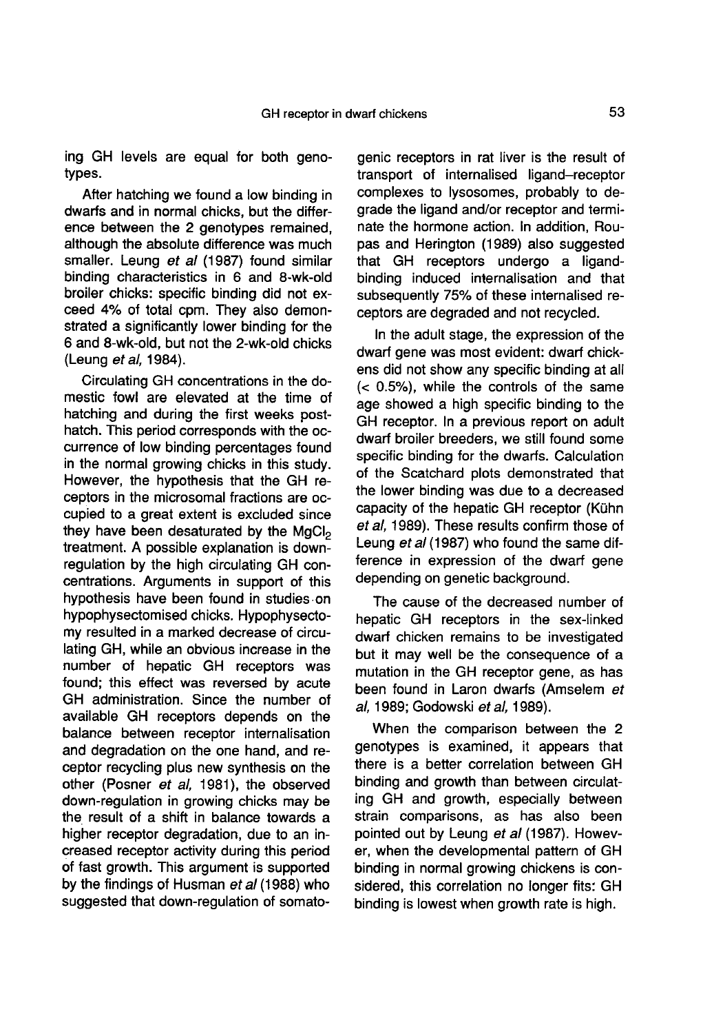ing GH levels are equal for both genotypes.

After hatching we found a low binding in dwarfs and in normal chicks, but the difference between the 2 genotypes remained, although the absolute difference was much smaller. Leung *et al* (1987) found similar binding characteristics in 6 and 8-wk-old broiler chicks: specific binding did not exceed 4% of total cpm. They also demonstrated a significantly lower binding for the 6 and 8-wk-old, but not the 2-wk-old chicks (Leung *et al*, 1984).

Circulating GH concentrations in the domestic fowl are elevated at the time of hatching and during the first weeks posthatch. This period corresponds with the occurrence of low binding percentages found in the normal growing chicks in this study. However, the hypothesis that the GH receptors in the microsomal fractions are occupied to a great extent is excluded since they have been desaturated by the $MgCl_2$ treatment. A possible explanation is down-regulation by the high circulating GH concentrations. Arguments in support of this hypothesis have been found in studies on hypophysectomised chicks. Hypophysectomy resulted in a marked decrease of circulating GH, while an obvious increase in the number of hepatic GH receptors was found; this effect was reversed by acute GH administration. Since the number of available GH receptors depends on the balance between receptor internalisation and degradation on the one hand, and receptor recycling plus new synthesis on the other (Posner *et al*, 1981), the observed down-regulation in growing chicks may be the result of a shift in balance towards a higher receptor degradation, due to an increased receptor activity during this period of fast growth. This argument is supported by the findings of Husman *et al* (1988) who suggested that down-regulation of somatogenic receptors in rat liver is the result of transport of internalised ligand–receptor complexes to lysosomes, probably to degrade the ligand and/or receptor and terminate the hormone action. In addition, Roupas and Herington (1989) also suggested that GH receptors undergo a ligand-binding induced internalisation and that subsequently 75% of these internalised receptors are degraded and not recycled.

In the adult stage, the expression of the dwarf gene was most evident: dwarf chickens did not show any specific binding at all (< 0.5%), while the controls of the same age showed a high specific binding to the GH receptor. In a previous report on adult dwarf broiler breeders, we still found some specific binding for the dwarfs. Calculation of the Scatchard plots demonstrated that the lower binding was due to a decreased capacity of the hepatic GH receptor (Kühn *et al*, 1989). These results confirm those of Leung *et al* (1987) who found the same difference in expression of the dwarf gene depending on genetic background.

The cause of the decreased number of hepatic GH receptors in the sex-linked dwarf chicken remains to be investigated but it may well be the consequence of a mutation in the GH receptor gene, as has been found in Laron dwarfs (Amselem *et al*, 1989; Godowski *et al*, 1989).

When the comparison between the 2 genotypes is examined, it appears that there is a better correlation between GH binding and growth than between circulating GH and growth, especially between strain comparisons, as has also been pointed out by Leung *et al* (1987). However, when the developmental pattern of GH binding in normal growing chickens is considered, this correlation no longer fits: GH binding is lowest when growth rate is high.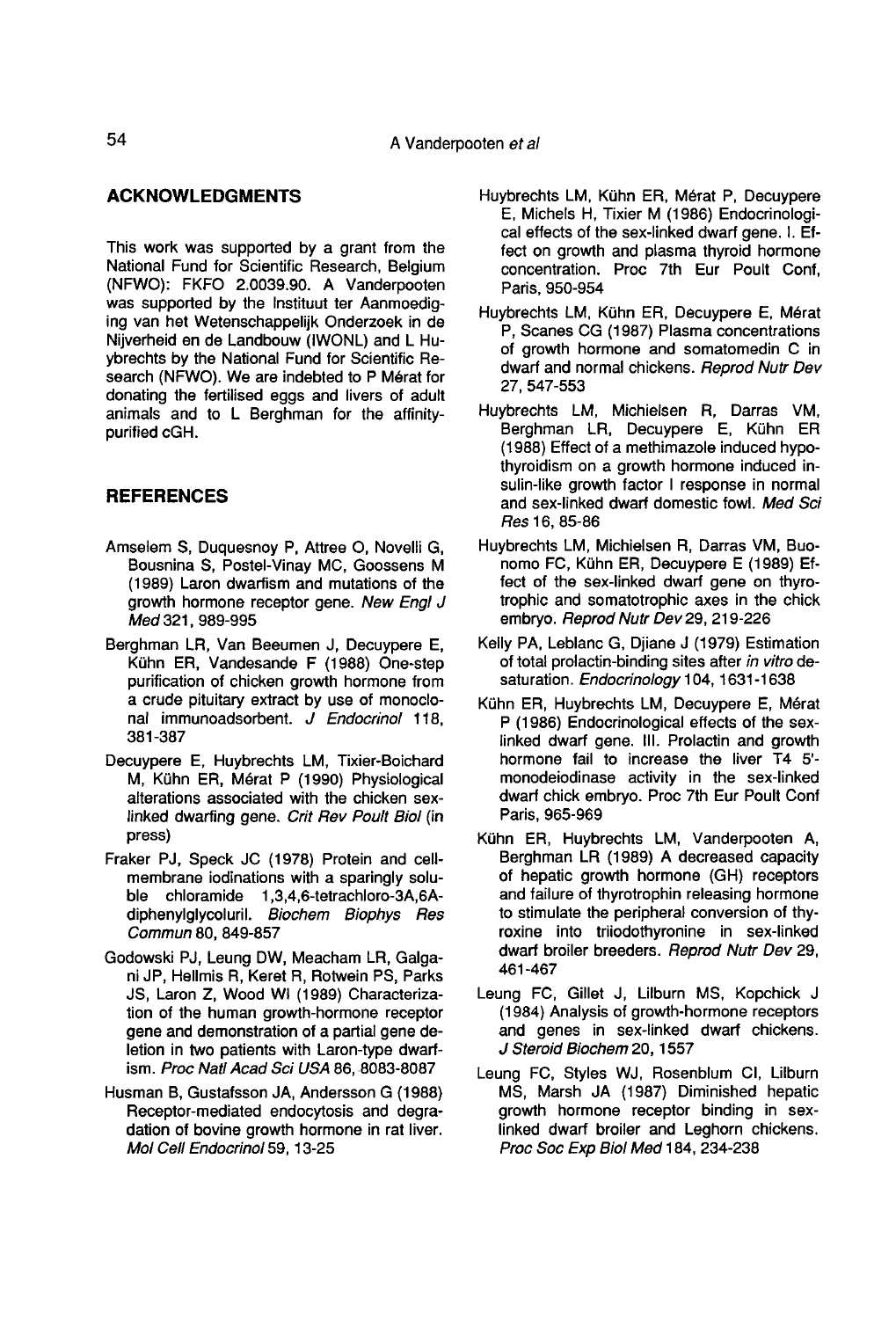## ACKNOWLEDGMENTS

This work was supported by a grant from the National Fund for Scientific Research, Belgium (NFWO): FKFO 2.0039.90. A Vanderpooten was supported by the Instituut ter Aanmoediging van het Wetenschappelijk Onderzoek in de Nijverheid en de Landbouw (IWONL) and L Huybrechts by the National Fund for Scientific Research (NFWO). We are indebted to P Mérat for donating the fertilised eggs and livers of adult animals and to L Berghman for the affinity-purified cGH.

## REFERENCES

Amselem S, Duquesnoy P, Attree O, Novelli G, Bousnina S, Postel-Vinay MC, Goossens M (1989) Laron dwarfism and mutations of the growth hormone receptor gene. *New Engl J Med* 321, 989-995

Berghman LR, Van Beeumen J, Decuypere E, Kühn ER, Vandesande F (1988) One-step purification of chicken growth hormone from a crude pituitary extract by use of monoclonal immunoadsorbent. *J Endocrinol* 118, 381-387

Decuypere E, Huybrechts LM, Tixier-Boichard M, Kühn ER, Mérat P (1990) Physiological alterations associated with the chicken sex-linked dwarfing gene. *Crit Rev Poult Biol* (in press)

Fraker PJ, Speck JC (1978) Protein and cell-membrane iodinations with a sparingly soluble chloramide 1,3,4,6-tetrachloro-3A,6A-diphenylglycoluril. *Biochem Biophys Res Commun* 80, 849-857

Godowski PJ, Leung DW, Meacham LR, Galgani JP, Hellmis R, Keret R, Rotwein PS, Parks JS, Laron Z, Wood WI (1989) Characterization of the human growth-hormone receptor gene and demonstration of a partial gene deletion in two patients with Laron-type dwarfism. *Proc Natl Acad Sci USA* 86, 8083-8087

Husman B, Gustafsson JA, Andersson G (1988) Receptor-mediated endocytosis and degradation of bovine growth hormone in rat liver. *Mol Cell Endocrinol* 59, 13-25

Huybrechts LM, Kühn ER, Mérat P, Decuypere E, Michels H, Tixier M (1986) Endocrinological effects of the sex-linked dwarf gene. I. Effect on growth and plasma thyroid hormone concentration. Proc 7th Eur Poult Conf, Paris, 950-954

Huybrechts LM, Kühn ER, Decuypere E, Mérat P, Scanes CG (1987) Plasma concentrations of growth hormone and somatomedin C in dwarf and normal chickens. *Reprod Nutr Dev* 27, 547-553

Huybrechts LM, Michielsen R, Darras VM, Berghman LR, Decuypere E, Kühn ER (1988) Effect of a methimazole induced hypothyroidism on a growth hormone induced insulin-like growth factor I response in normal and sex-linked dwarf domestic fowl. *Med Sci Res* 16, 85-86

Huybrechts LM, Michielsen R, Darras VM, Buonomo FC, Kühn ER, Decuypere E (1989) Effect of the sex-linked dwarf gene on thyrotrophic and somatotrophic axes in the chick embryo. *Reprod Nutr Dev* 29, 219-226

Kelly PA, Leblanc G, Djiane J (1979) Estimation of total prolactin-binding sites after *in vitro* desaturation. *Endocrinology* 104, 1631-1638

Kühn ER, Huybrechts LM, Decuypere E, Mérat P (1986) Endocrinological effects of the sex-linked dwarf gene. III. Prolactin and growth hormone fail to increase the liver T4 5'-monodeiodinase activity in the sex-linked dwarf chick embryo. Proc 7th Eur Poult Conf Paris, 965-969

Kühn ER, Huybrechts LM, Vanderpooten A, Berghman LR (1989) A decreased capacity of hepatic growth hormone (GH) receptors and failure of thyrotrophin releasing hormone to stimulate the peripheral conversion of thyroxine into triiodothyronine in sex-linked dwarf broiler breeders. *Reprod Nutr Dev* 29, 461-467

Leung FC, Gillet J, Lilburn MS, Kopchick J (1984) Analysis of growth-hormone receptors and genes in sex-linked dwarf chickens. *J Steroid Biochem* 20, 1557

Leung FC, Styles WJ, Rosenblum CI, Lilburn MS, Marsh JA (1987) Diminished hepatic growth hormone receptor binding in sex-linked dwarf broiler and Leghorn chickens. *Proc Soc Exp Biol Med* 184, 234-238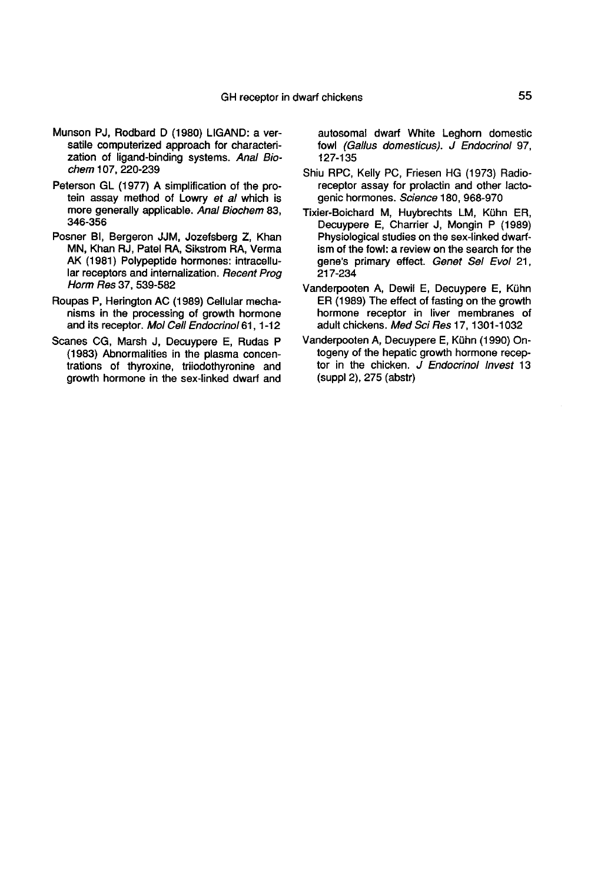Munson PJ, Rodbard D (1980) LIGAND: a versatile computerized approach for characterization of ligand-binding systems. *Anal Biochem* 107, 220-239

Peterson GL (1977) A simplification of the protein assay method of Lowry *et al* which is more generally applicable. *Anal Biochem* 83, 346-356

Posner BI, Bergeron JJM, Jozefsberg Z, Khan MN, Khan RJ, Patel RA, Sikstrom RA, Verma AK (1981) Polypeptide hormones: intracellular receptors and internalization. *Recent Prog Horm Res* 37, 539-582

Roupas P, Herington AC (1989) Cellular mechanisms in the processing of growth hormone and its receptor. *Mol Cell Endocrinol* 61, 1-12

Scanes CG, Marsh J, Decuypere E, Rudas P (1983) Abnormalities in the plasma concentrations of thyroxine, triiodothyronine and growth hormone in the sex-linked dwarf and autosomal dwarf White Leghorn domestic fowl *(Gallus domesticus)*. *J Endocrinol* 97, 127-135

Shiu RPC, Kelly PC, Friesen HG (1973) Radioreceptor assay for prolactin and other lactogenic hormones. *Science* 180, 968-970

Tixier-Boichard M, Huybrechts LM, Kühn ER, Decuypere E, Charrier J, Mongin P (1989) Physiological studies on the sex-linked dwarfism of the fowl: a review on the search for the gene's primary effect. *Genet Sel Evol* 21, 217-234

Vanderpooten A, Dewil E, Decuypere E, Kühn ER (1989) The effect of fasting on the growth hormone receptor in liver membranes of adult chickens. *Med Sci Res* 17, 1301-1032

Vanderpooten A, Decuypere E, Kühn (1990) Ontogeny of the hepatic growth hormone receptor in the chicken. *J Endocrinol Invest* 13 (suppl 2), 275 (abstr)